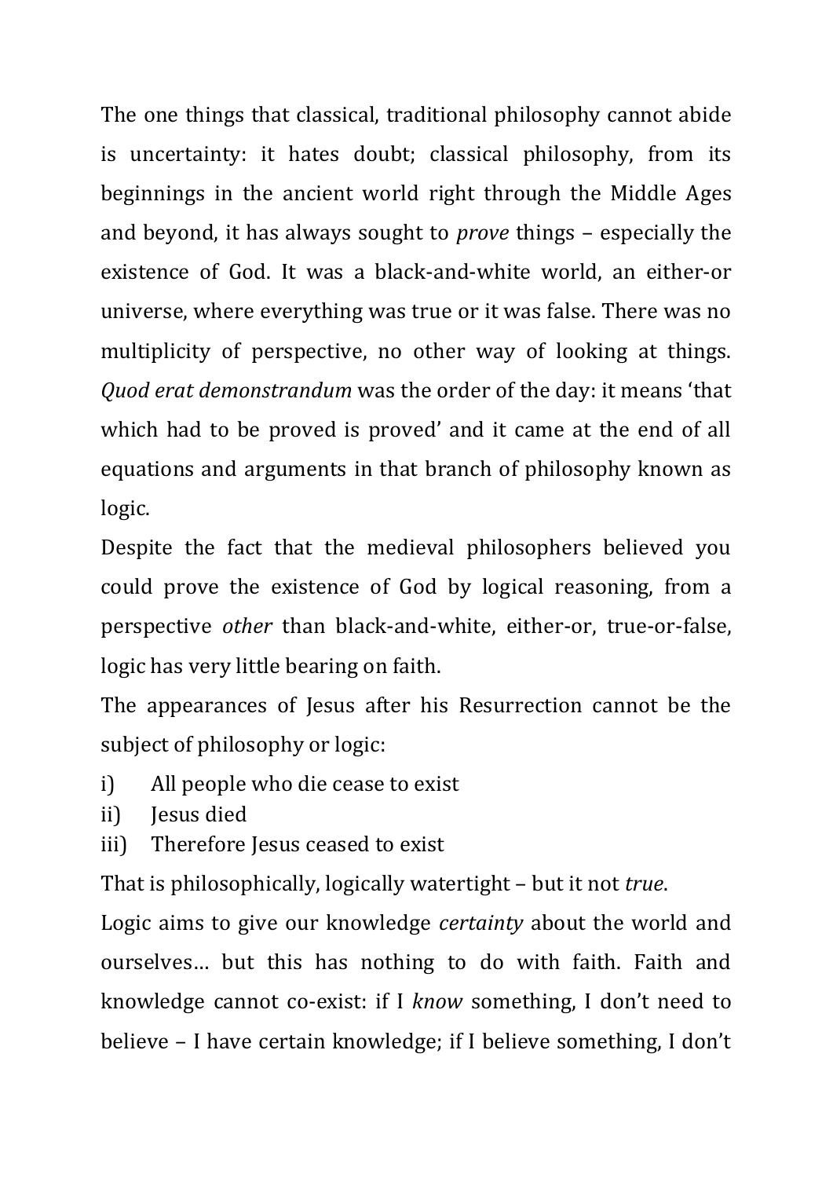The one things that classical, traditional philosophy cannot abide is uncertainty: it hates doubt; classical philosophy, from its beginnings in the ancient world right through the Middle Ages and beyond, it has always sought to *prove* things – especially the existence of God. It was a black-and-white world, an either-or universe, where everything was true or it was false. There was no multiplicity of perspective, no other way of looking at things. *Quod erat demonstrandum* was the order of the day: it means 'that which had to be proved is proved' and it came at the end of all equations and arguments in that branch of philosophy known as logic.

Despite the fact that the medieval philosophers believed you could prove the existence of God by logical reasoning, from a perspective *other* than black-and-white, either-or, true-or-false, logic has very little bearing on faith.

The appearances of Jesus after his Resurrection cannot be the subject of philosophy or logic:

i) All people who die cease to exist
ii) Jesus died
iii) Therefore Jesus ceased to exist

That is philosophically, logically watertight – but it not *true*.

Logic aims to give our knowledge *certainty* about the world and ourselves… but this has nothing to do with faith. Faith and knowledge cannot co-exist: if I *know* something, I don't need to believe – I have certain knowledge; if I believe something, I don't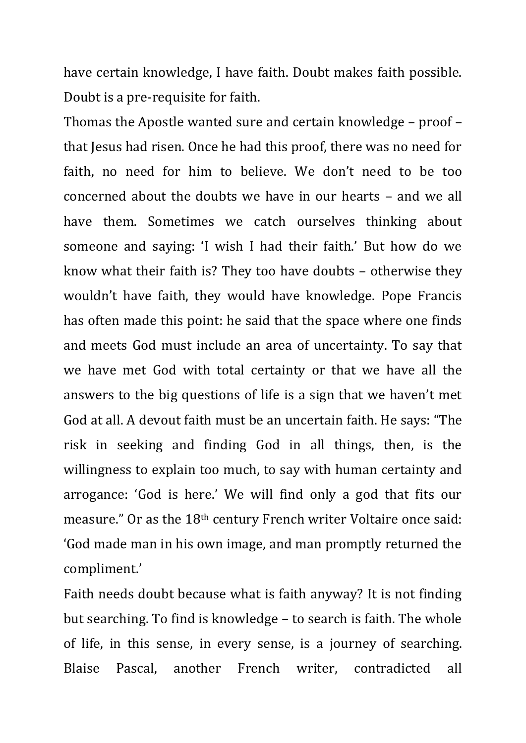have certain knowledge, I have faith. Doubt makes faith possible. Doubt is a pre-requisite for faith.

Thomas the Apostle wanted sure and certain knowledge – proof – that Jesus had risen. Once he had this proof, there was no need for faith, no need for him to believe. We don't need to be too concerned about the doubts we have in our hearts – and we all have them. Sometimes we catch ourselves thinking about someone and saying: 'I wish I had their faith.' But how do we know what their faith is? They too have doubts – otherwise they wouldn't have faith, they would have knowledge. Pope Francis has often made this point: he said that the space where one finds and meets God must include an area of uncertainty. To say that we have met God with total certainty or that we have all the answers to the big questions of life is a sign that we haven't met God at all. A devout faith must be an uncertain faith. He says: "The risk in seeking and finding God in all things, then, is the willingness to explain too much, to say with human certainty and arrogance: 'God is here.' We will find only a god that fits our measure." Or as the 18th century French writer Voltaire once said: 'God made man in his own image, and man promptly returned the compliment.'

Faith needs doubt because what is faith anyway? It is not finding but searching. To find is knowledge – to search is faith. The whole of life, in this sense, in every sense, is a journey of searching. Blaise Pascal, another French writer, contradicted all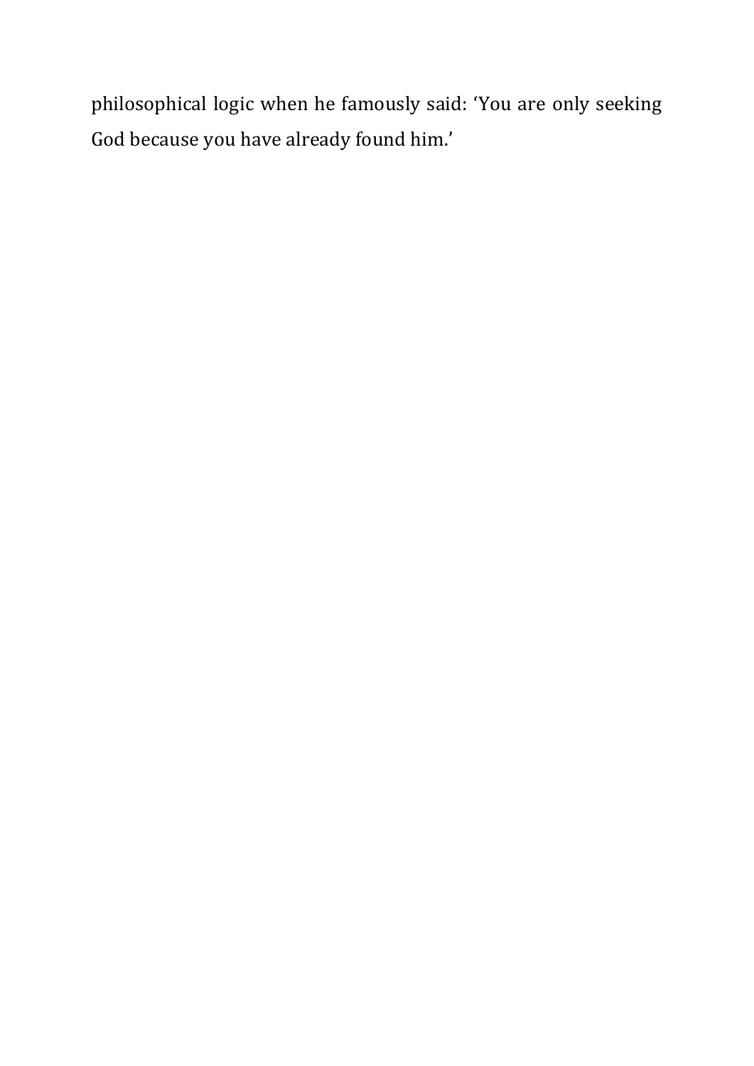philosophical logic when he famously said: 'You are only seeking God because you have already found him.'